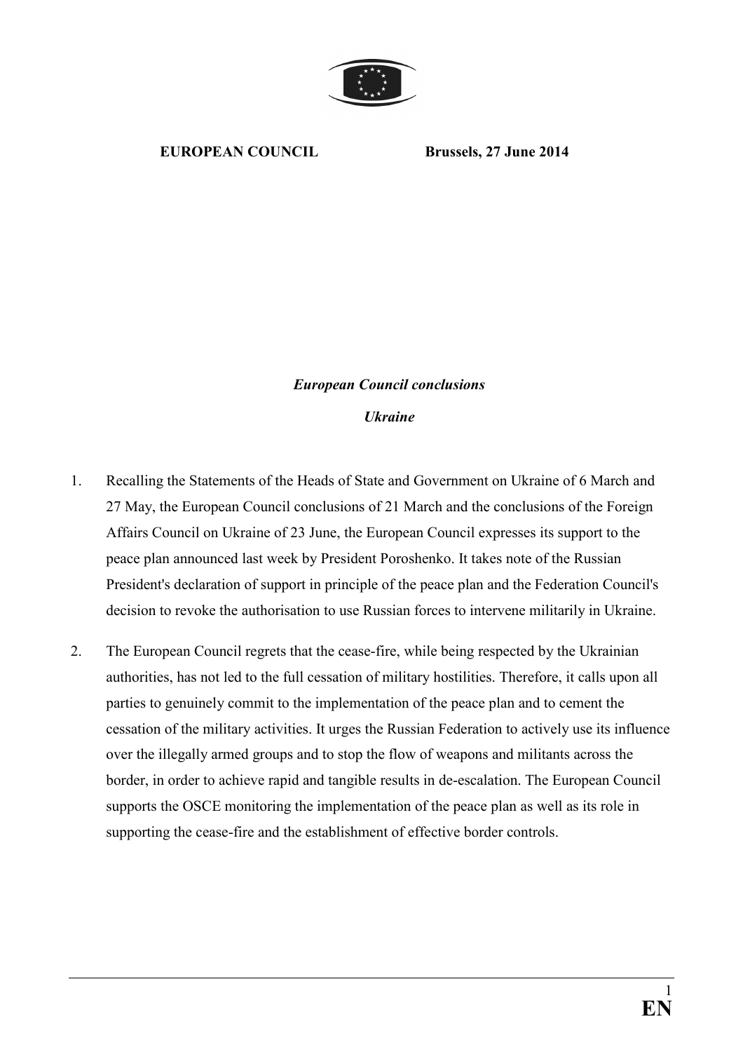**EUROPEAN COUNCIL** **Brussels, 27 June 2014**

***European Council conclusions***

***Ukraine***

1. Recalling the Statements of the Heads of State and Government on Ukraine of 6 March and 27 May, the European Council conclusions of 21 March and the conclusions of the Foreign Affairs Council on Ukraine of 23 June, the European Council expresses its support to the peace plan announced last week by President Poroshenko. It takes note of the Russian President's declaration of support in principle of the peace plan and the Federation Council's decision to revoke the authorisation to use Russian forces to intervene militarily in Ukraine.

2. The European Council regrets that the cease-fire, while being respected by the Ukrainian authorities, has not led to the full cessation of military hostilities. Therefore, it calls upon all parties to genuinely commit to the implementation of the peace plan and to cement the cessation of the military activities. It urges the Russian Federation to actively use its influence over the illegally armed groups and to stop the flow of weapons and militants across the border, in order to achieve rapid and tangible results in de-escalation. The European Council supports the OSCE monitoring the implementation of the peace plan as well as its role in supporting the cease-fire and the establishment of effective border controls.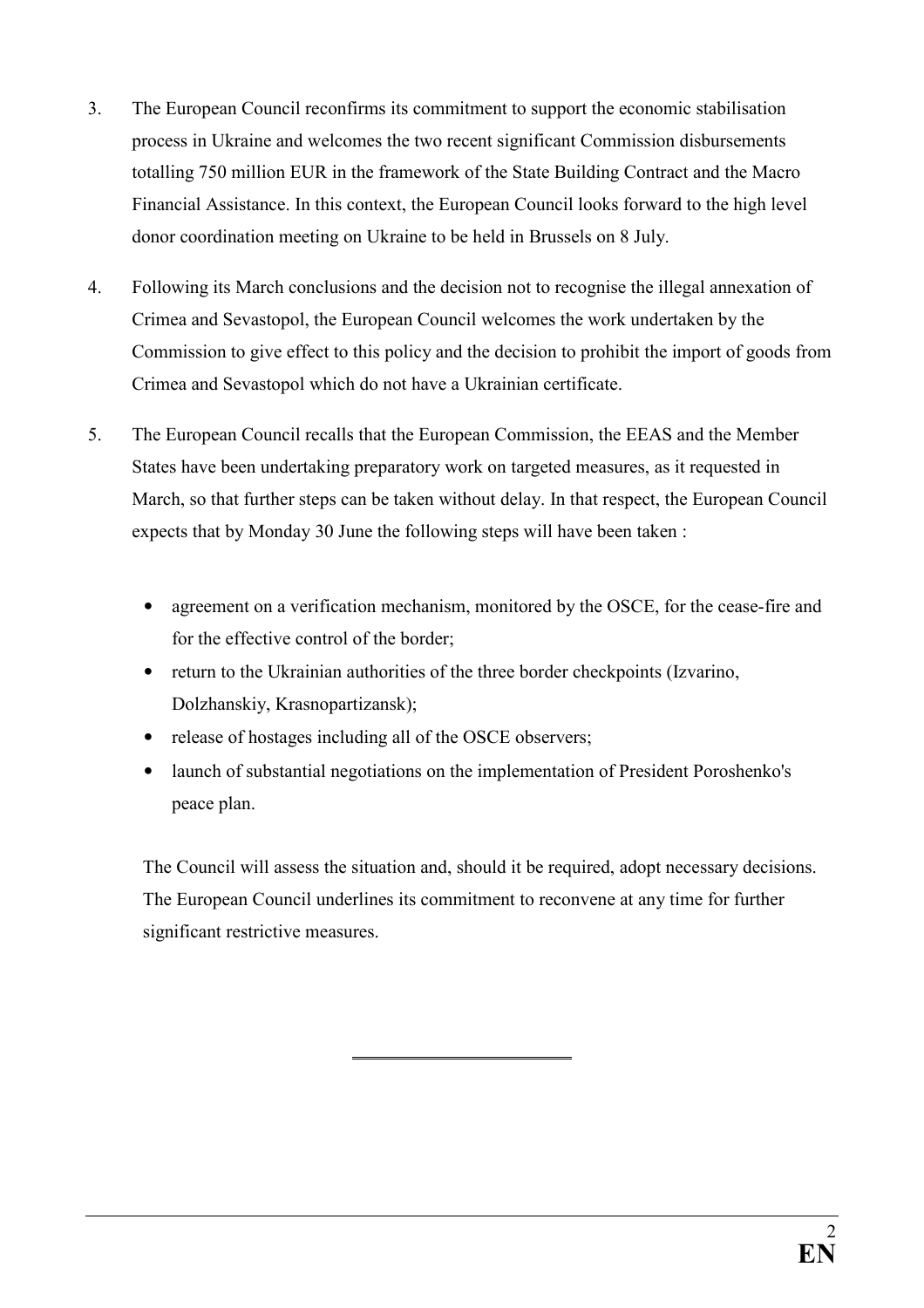3. The European Council reconfirms its commitment to support the economic stabilisation process in Ukraine and welcomes the two recent significant Commission disbursements totalling 750 million EUR in the framework of the State Building Contract and the Macro Financial Assistance. In this context, the European Council looks forward to the high level donor coordination meeting on Ukraine to be held in Brussels on 8 July.

4. Following its March conclusions and the decision not to recognise the illegal annexation of Crimea and Sevastopol, the European Council welcomes the work undertaken by the Commission to give effect to this policy and the decision to prohibit the import of goods from Crimea and Sevastopol which do not have a Ukrainian certificate.

5. The European Council recalls that the European Commission, the EEAS and the Member States have been undertaking preparatory work on targeted measures, as it requested in March, so that further steps can be taken without delay. In that respect, the European Council expects that by Monday 30 June the following steps will have been taken :

   - agreement on a verification mechanism, monitored by the OSCE, for the cease-fire and for the effective control of the border;
   - return to the Ukrainian authorities of the three border checkpoints (Izvarino, Dolzhanskiy, Krasnopartizansk);
   - release of hostages including all of the OSCE observers;
   - launch of substantial negotiations on the implementation of President Poroshenko's peace plan.

   The Council will assess the situation and, should it be required, adopt necessary decisions. The European Council underlines its commitment to reconvene at any time for further significant restrictive measures.